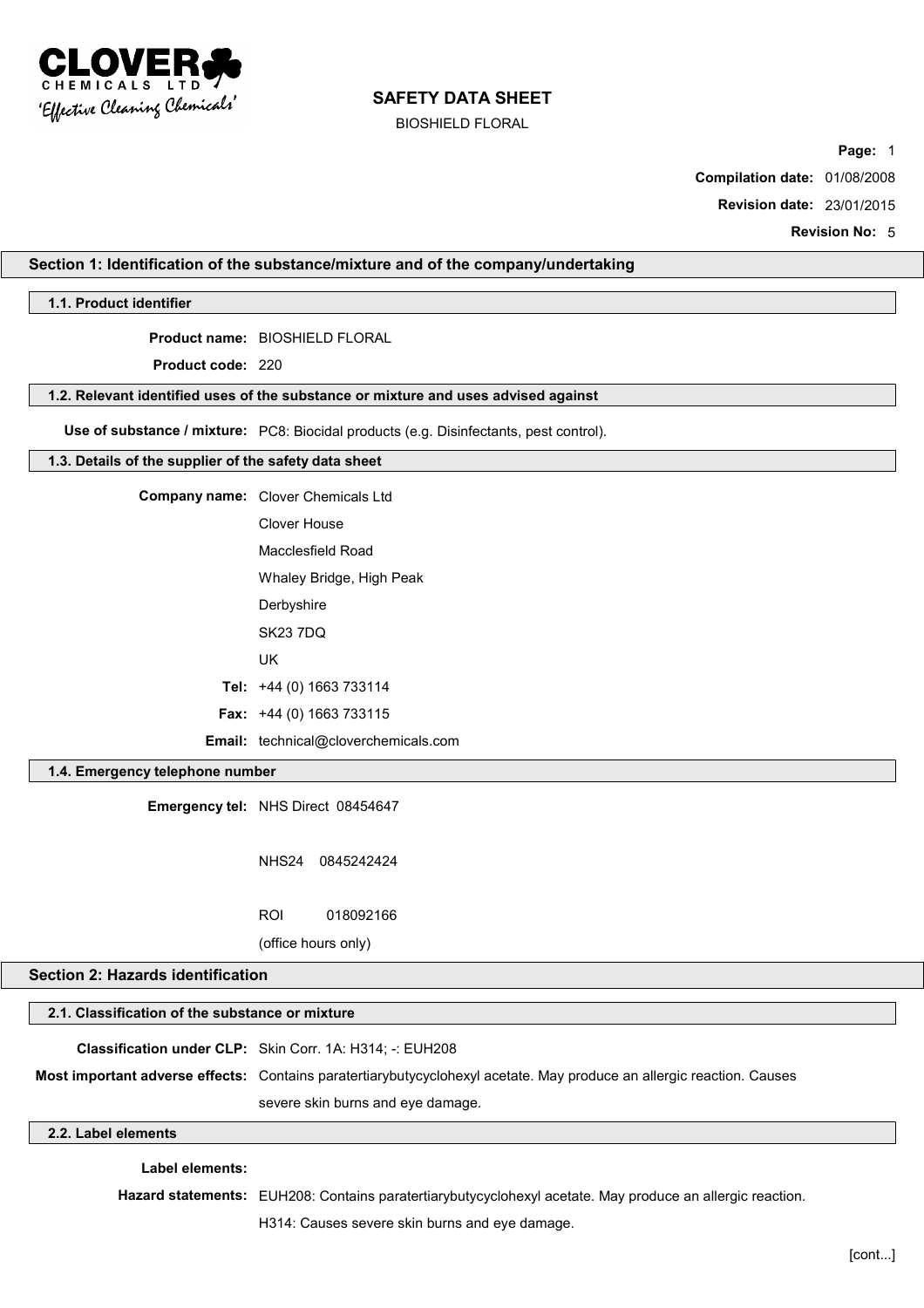# SAFETY DATA SHEET

BIOSHIELD FLORAL

**Compilation date:** 01/08/2008

**Revision date:** 23/01/2015

**Revision No:** 5

## Section 1: Identification of the substance/mixture and of the company/undertaking

### 1.1. Product identifier

**Product name:** BIOSHIELD FLORAL

**Product code:** 220

### 1.2. Relevant identified uses of the substance or mixture and uses advised against

**Use of substance / mixture:** PC8: Biocidal products (e.g. Disinfectants, pest control).

### 1.3. Details of the supplier of the safety data sheet

**Company name:** Clover Chemicals Ltd
Clover House
Macclesfield Road
Whaley Bridge, High Peak
Derbyshire
SK23 7DQ
UK

**Tel:** +44 (0) 1663 733114

**Fax:** +44 (0) 1663 733115

**Email:** technical@cloverchemicals.com

### 1.4. Emergency telephone number

**Emergency tel:** NHS Direct 08454647

NHS24 0845242424

ROI 018092166

(office hours only)

## Section 2: Hazards identification

### 2.1. Classification of the substance or mixture

**Classification under CLP:** Skin Corr. 1A: H314; -: EUH208

**Most important adverse effects:** Contains paratertiarybutycyclohexyl acetate. May produce an allergic reaction. Causes severe skin burns and eye damage.

### 2.2. Label elements

**Label elements:**

**Hazard statements:** EUH208: Contains paratertiarybutycyclohexyl acetate. May produce an allergic reaction.

H314: Causes severe skin burns and eye damage.

[cont...]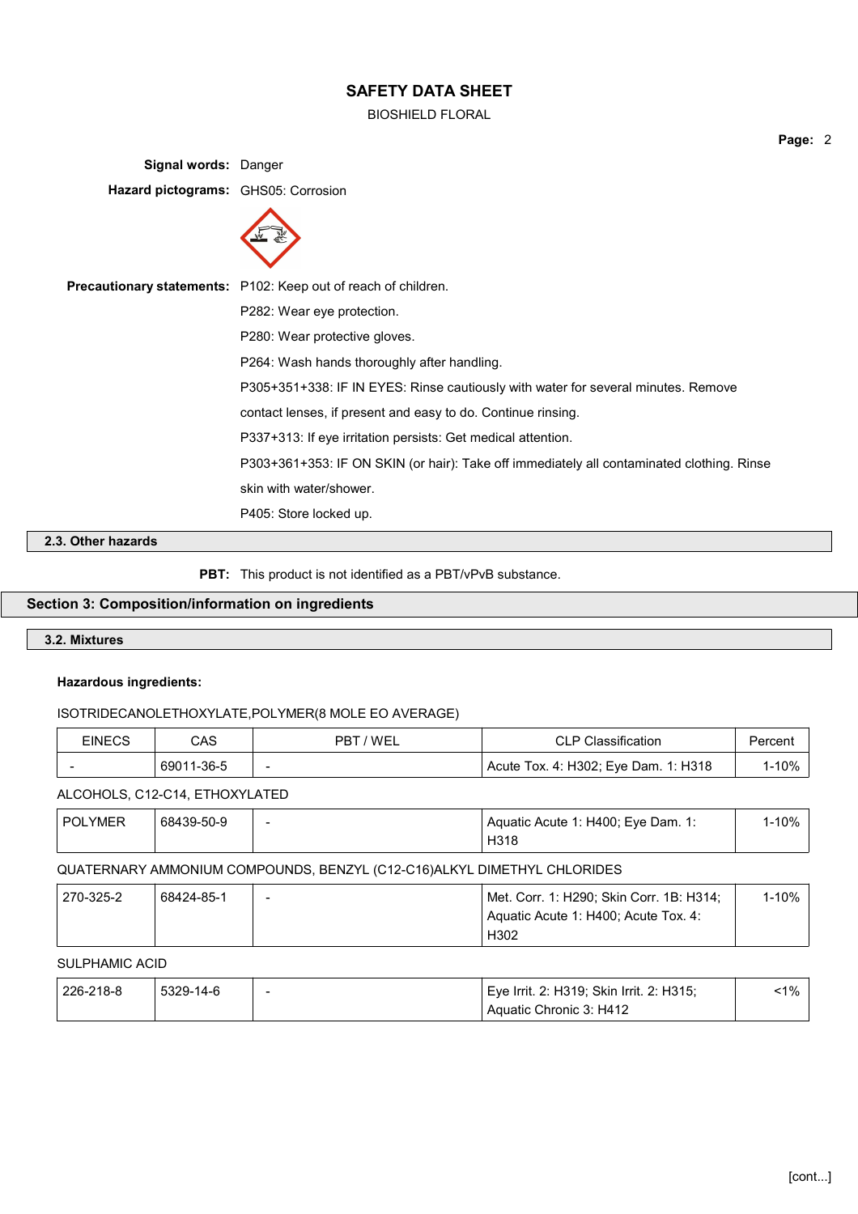**Signal words:** Danger

**Hazard pictograms:** GHS05: Corrosion

**Precautionary statements:** P102: Keep out of reach of children.

P282: Wear eye protection.

P280: Wear protective gloves.

P264: Wash hands thoroughly after handling.

P305+351+338: IF IN EYES: Rinse cautiously with water for several minutes. Remove contact lenses, if present and easy to do. Continue rinsing.

P337+313: If eye irritation persists: Get medical attention.

P303+361+353: IF ON SKIN (or hair): Take off immediately all contaminated clothing. Rinse skin with water/shower.

P405: Store locked up.

### 2.3. Other hazards

**PBT:** This product is not identified as a PBT/vPvB substance.

## Section 3: Composition/information on ingredients

### 3.2. Mixtures

**Hazardous ingredients:**

ISOTRIDECANOLETHOXYLATE,POLYMER(8 MOLE EO AVERAGE)

| EINECS | CAS | PBT / WEL | CLP Classification | Percent |
|---|---|---|---|---|
| - | 69011-36-5 | - | Acute Tox. 4: H302; Eye Dam. 1: H318 | 1-10% |

ALCOHOLS, C12-C14, ETHOXYLATED

| EINECS | CAS | PBT / WEL | CLP Classification | Percent |
|---|---|---|---|---|
| POLYMER | 68439-50-9 | - | Aquatic Acute 1: H400; Eye Dam. 1: H318 | 1-10% |

QUATERNARY AMMONIUM COMPOUNDS, BENZYL (C12-C16)ALKYL DIMETHYL CHLORIDES

| EINECS | CAS | PBT / WEL | CLP Classification | Percent |
|---|---|---|---|---|
| 270-325-2 | 68424-85-1 | - | Met. Corr. 1: H290; Skin Corr. 1B: H314; Aquatic Acute 1: H400; Acute Tox. 4: H302 | 1-10% |

SULPHAMIC ACID

| EINECS | CAS | PBT / WEL | CLP Classification | Percent |
|---|---|---|---|---|
| 226-218-8 | 5329-14-6 | - | Eye Irrit. 2: H319; Skin Irrit. 2: H315; Aquatic Chronic 3: H412 | <1% |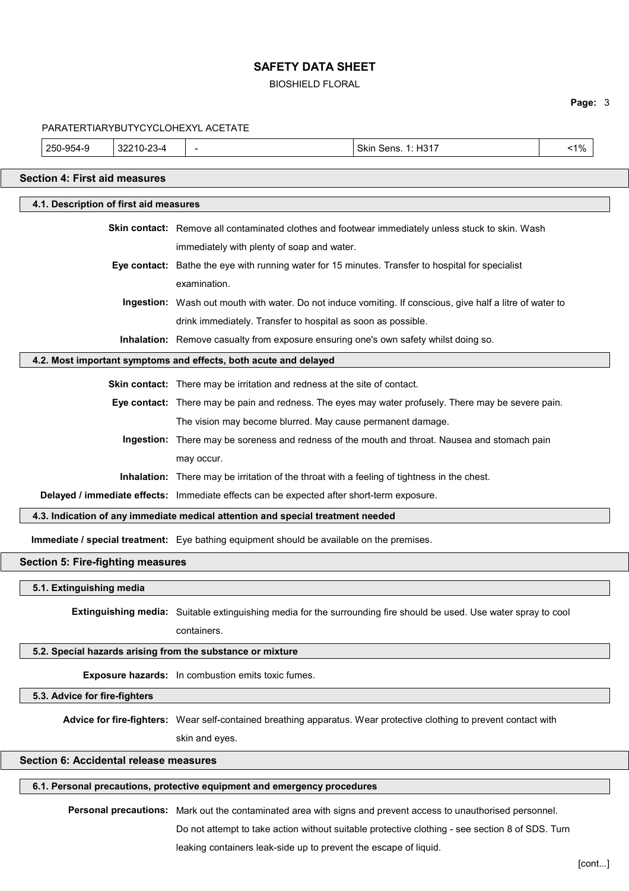PARATERTIARYBUTYCYCLOHEXYL ACETATE

| 250-954-9 | 32210-23-4 | - | Skin Sens. 1: H317 | <1% |
|---|---|---|---|---|

## Section 4: First aid measures

### 4.1. Description of first aid measures

**Skin contact:** Remove all contaminated clothes and footwear immediately unless stuck to skin. Wash immediately with plenty of soap and water.

**Eye contact:** Bathe the eye with running water for 15 minutes. Transfer to hospital for specialist examination.

**Ingestion:** Wash out mouth with water. Do not induce vomiting. If conscious, give half a litre of water to drink immediately. Transfer to hospital as soon as possible.

**Inhalation:** Remove casualty from exposure ensuring one's own safety whilst doing so.

### 4.2. Most important symptoms and effects, both acute and delayed

**Skin contact:** There may be irritation and redness at the site of contact.

**Eye contact:** There may be pain and redness. The eyes may water profusely. There may be severe pain. The vision may become blurred. May cause permanent damage.

**Ingestion:** There may be soreness and redness of the mouth and throat. Nausea and stomach pain may occur.

**Inhalation:** There may be irritation of the throat with a feeling of tightness in the chest.

**Delayed / immediate effects:** Immediate effects can be expected after short-term exposure.

### 4.3. Indication of any immediate medical attention and special treatment needed

**Immediate / special treatment:** Eye bathing equipment should be available on the premises.

## Section 5: Fire-fighting measures

### 5.1. Extinguishing media

**Extinguishing media:** Suitable extinguishing media for the surrounding fire should be used. Use water spray to cool containers.

### 5.2. Special hazards arising from the substance or mixture

**Exposure hazards:** In combustion emits toxic fumes.

### 5.3. Advice for fire-fighters

**Advice for fire-fighters:** Wear self-contained breathing apparatus. Wear protective clothing to prevent contact with skin and eyes.

## Section 6: Accidental release measures

### 6.1. Personal precautions, protective equipment and emergency procedures

**Personal precautions:** Mark out the contaminated area with signs and prevent access to unauthorised personnel. Do not attempt to take action without suitable protective clothing - see section 8 of SDS. Turn leaking containers leak-side up to prevent the escape of liquid.

[cont...]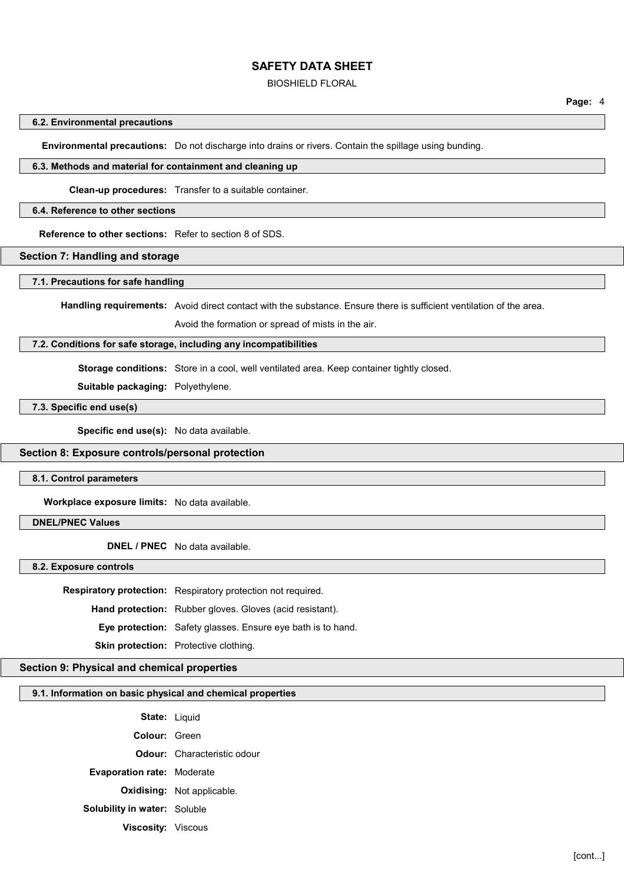### 6.2. Environmental precautions

**Environmental precautions:** Do not discharge into drains or rivers. Contain the spillage using bunding.

### 6.3. Methods and material for containment and cleaning up

**Clean-up procedures:** Transfer to a suitable container.

### 6.4. Reference to other sections

**Reference to other sections:** Refer to section 8 of SDS.

## Section 7: Handling and storage

### 7.1. Precautions for safe handling

**Handling requirements:** Avoid direct contact with the substance. Ensure there is sufficient ventilation of the area.

Avoid the formation or spread of mists in the air.

### 7.2. Conditions for safe storage, including any incompatibilities

**Storage conditions:** Store in a cool, well ventilated area. Keep container tightly closed.

**Suitable packaging:** Polyethylene.

### 7.3. Specific end use(s)

**Specific end use(s):** No data available.

## Section 8: Exposure controls/personal protection

### 8.1. Control parameters

**Workplace exposure limits:** No data available.

### DNEL/PNEC Values

**DNEL / PNEC** No data available.

### 8.2. Exposure controls

**Respiratory protection:** Respiratory protection not required.

**Hand protection:** Rubber gloves. Gloves (acid resistant).

**Eye protection:** Safety glasses. Ensure eye bath is to hand.

**Skin protection:** Protective clothing.

## Section 9: Physical and chemical properties

### 9.1. Information on basic physical and chemical properties

**State:** Liquid

**Colour:** Green

**Odour:** Characteristic odour

**Evaporation rate:** Moderate

**Oxidising:** Not applicable.

**Solubility in water:** Soluble

**Viscosity:** Viscous

[cont...]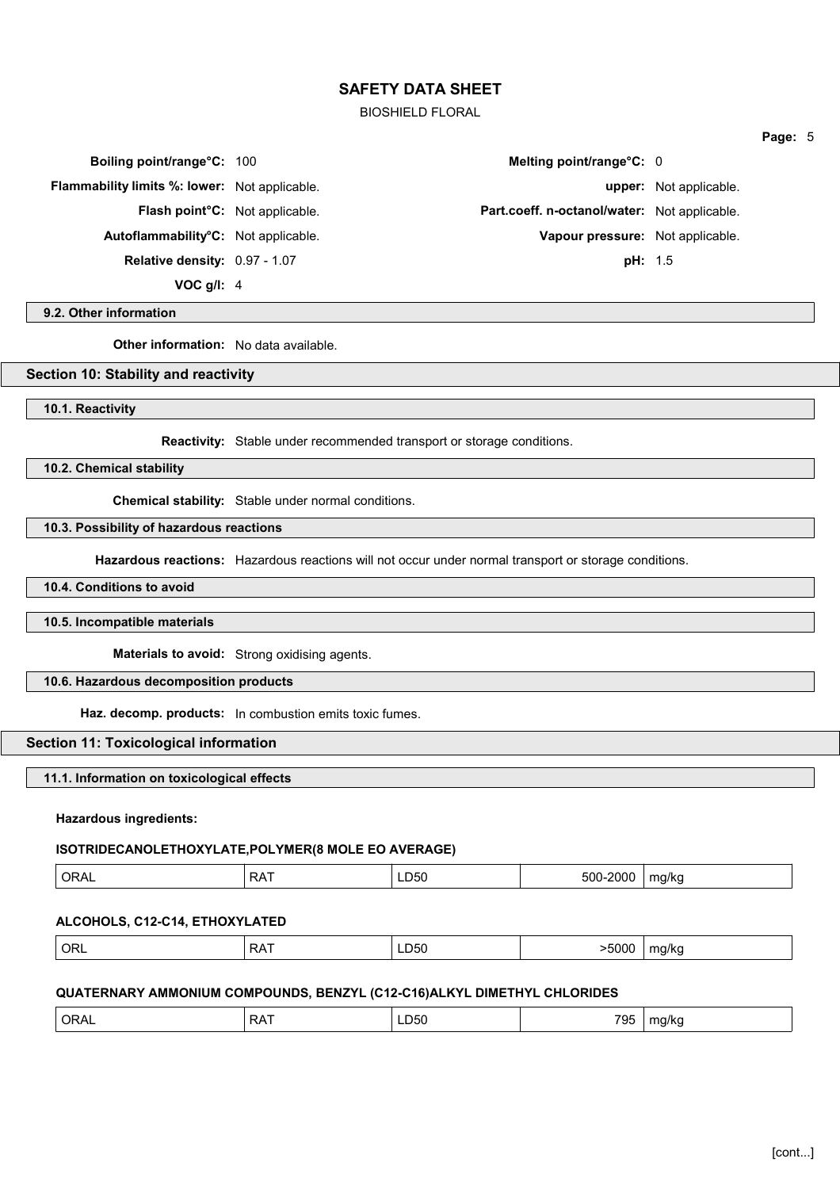| | | | |
|---|---|---|---|
| **Boiling point/range°C:** | 100 | **Melting point/range°C:** | 0 |
| **Flammability limits %: lower:** | Not applicable. | **upper:** | Not applicable. |
| **Flash point°C:** | Not applicable. | **Part.coeff. n-octanol/water:** | Not applicable. |
| **Autoflammability°C:** | Not applicable. | **Vapour pressure:** | Not applicable. |
| **Relative density:** | 0.97 - 1.07 | **pH:** | 1.5 |
| **VOC g/l:** | 4 | | |

### 9.2. Other information

**Other information:** No data available.

## Section 10: Stability and reactivity

### 10.1. Reactivity

**Reactivity:** Stable under recommended transport or storage conditions.

### 10.2. Chemical stability

**Chemical stability:** Stable under normal conditions.

### 10.3. Possibility of hazardous reactions

**Hazardous reactions:** Hazardous reactions will not occur under normal transport or storage conditions.

### 10.4. Conditions to avoid

### 10.5. Incompatible materials

**Materials to avoid:** Strong oxidising agents.

### 10.6. Hazardous decomposition products

**Haz. decomp. products:** In combustion emits toxic fumes.

## Section 11: Toxicological information

### 11.1. Information on toxicological effects

**Hazardous ingredients:**

**ISOTRIDECANOLETHOXYLATE,POLYMER(8 MOLE EO AVERAGE)**

| | | | | |
|---|---|---|---|---|
| ORAL | RAT | LD50 | 500-2000 | mg/kg |

**ALCOHOLS, C12-C14, ETHOXYLATED**

| | | | | |
|---|---|---|---|---|
| ORL | RAT | LD50 | >5000 | mg/kg |

**QUATERNARY AMMONIUM COMPOUNDS, BENZYL (C12-C16)ALKYL DIMETHYL CHLORIDES**

| | | | | |
|---|---|---|---|---|
| ORAL | RAT | LD50 | 795 | mg/kg |

[cont...]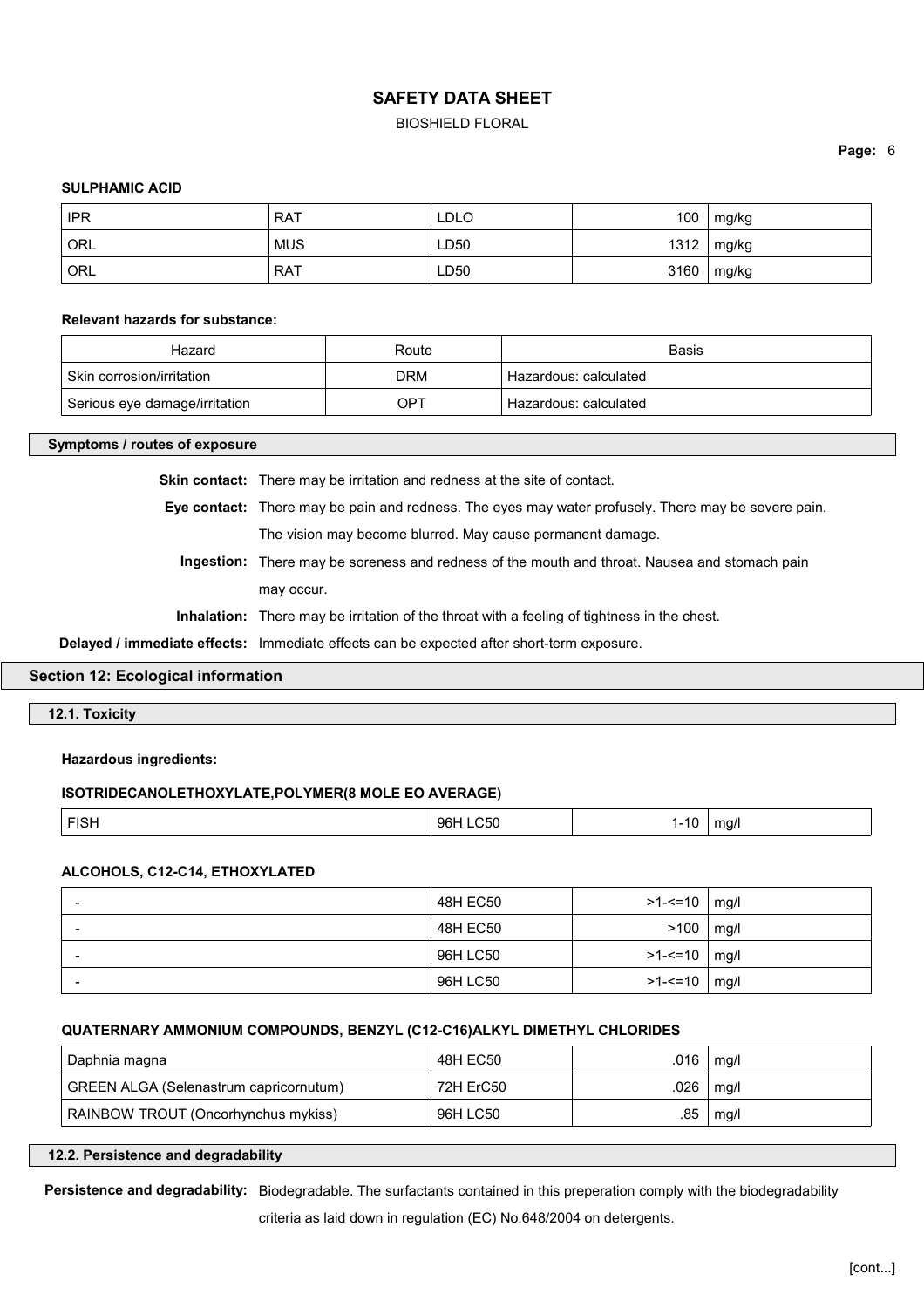**SULPHAMIC ACID**

| | | | | |
|---|---|---|---|---|
| IPR | RAT | LDLO | 100 | mg/kg |
| ORL | MUS | LD50 | 1312 | mg/kg |
| ORL | RAT | LD50 | 3160 | mg/kg |

**Relevant hazards for substance:**

| Hazard | Route | Basis |
|---|---|---|
| Skin corrosion/irritation | DRM | Hazardous: calculated |
| Serious eye damage/irritation | OPT | Hazardous: calculated |

### Symptoms / routes of exposure

**Skin contact:** There may be irritation and redness at the site of contact.

**Eye contact:** There may be pain and redness. The eyes may water profusely. There may be severe pain. The vision may become blurred. May cause permanent damage.

**Ingestion:** There may be soreness and redness of the mouth and throat. Nausea and stomach pain may occur.

**Inhalation:** There may be irritation of the throat with a feeling of tightness in the chest.

**Delayed / immediate effects:** Immediate effects can be expected after short-term exposure.

## Section 12: Ecological information

### 12.1. Toxicity

**Hazardous ingredients:**

**ISOTRIDECANOLETHOXYLATE,POLYMER(8 MOLE EO AVERAGE)**

| | | | |
|---|---|---|---|
| FISH | 96H LC50 | 1-10 | mg/l |

**ALCOHOLS, C12-C14, ETHOXYLATED**

| | | | |
|---|---|---|---|
| - | 48H EC50 | >1-<=10 | mg/l |
| - | 48H EC50 | >100 | mg/l |
| - | 96H LC50 | >1-<=10 | mg/l |
| - | 96H LC50 | >1-<=10 | mg/l |

**QUATERNARY AMMONIUM COMPOUNDS, BENZYL (C12-C16)ALKYL DIMETHYL CHLORIDES**

| | | | |
|---|---|---|---|
| Daphnia magna | 48H EC50 | .016 | mg/l |
| GREEN ALGA (Selenastrum capricornutum) | 72H ErC50 | .026 | mg/l |
| RAINBOW TROUT (Oncorhynchus mykiss) | 96H LC50 | .85 | mg/l |

### 12.2. Persistence and degradability

**Persistence and degradability:** Biodegradable. The surfactants contained in this preperation comply with the biodegradability criteria as laid down in regulation (EC) No.648/2004 on detergents.

[cont...]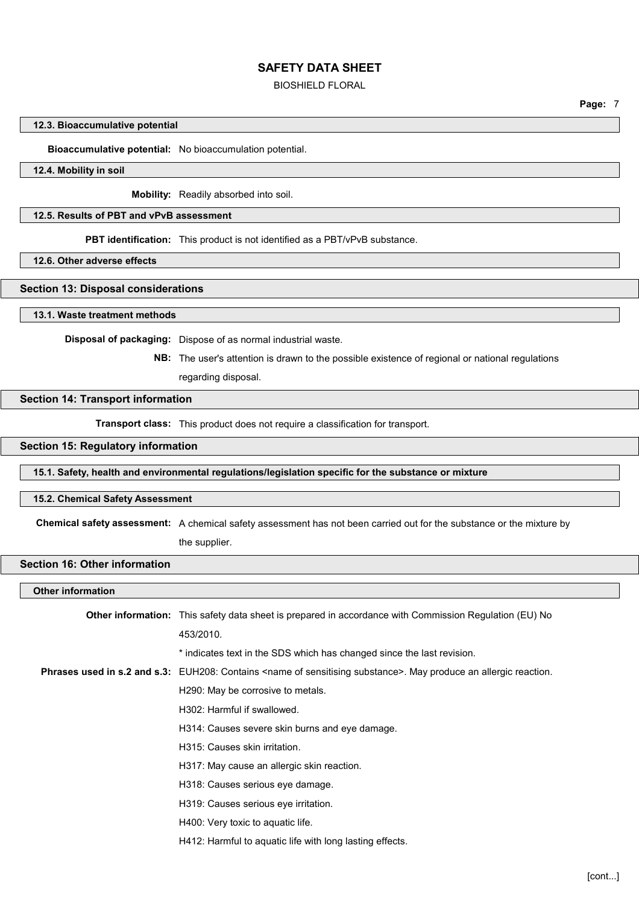### 12.3. Bioaccumulative potential

**Bioaccumulative potential:** No bioaccumulation potential.

### 12.4. Mobility in soil

**Mobility:** Readily absorbed into soil.

### 12.5. Results of PBT and vPvB assessment

**PBT identification:** This product is not identified as a PBT/vPvB substance.

### 12.6. Other adverse effects

## Section 13: Disposal considerations

### 13.1. Waste treatment methods

**Disposal of packaging:** Dispose of as normal industrial waste.

**NB:** The user's attention is drawn to the possible existence of regional or national regulations regarding disposal.

## Section 14: Transport information

**Transport class:** This product does not require a classification for transport.

## Section 15: Regulatory information

### 15.1. Safety, health and environmental regulations/legislation specific for the substance or mixture

### 15.2. Chemical Safety Assessment

**Chemical safety assessment:** A chemical safety assessment has not been carried out for the substance or the mixture by the supplier.

## Section 16: Other information

### Other information

**Other information:** This safety data sheet is prepared in accordance with Commission Regulation (EU) No 453/2010.

* indicates text in the SDS which has changed since the last revision.

**Phrases used in s.2 and s.3:** EUH208: Contains <name of sensitising substance>. May produce an allergic reaction.

H290: May be corrosive to metals.

H302: Harmful if swallowed.

H314: Causes severe skin burns and eye damage.

H315: Causes skin irritation.

H317: May cause an allergic skin reaction.

H318: Causes serious eye damage.

H319: Causes serious eye irritation.

H400: Very toxic to aquatic life.

H412: Harmful to aquatic life with long lasting effects.

[cont...]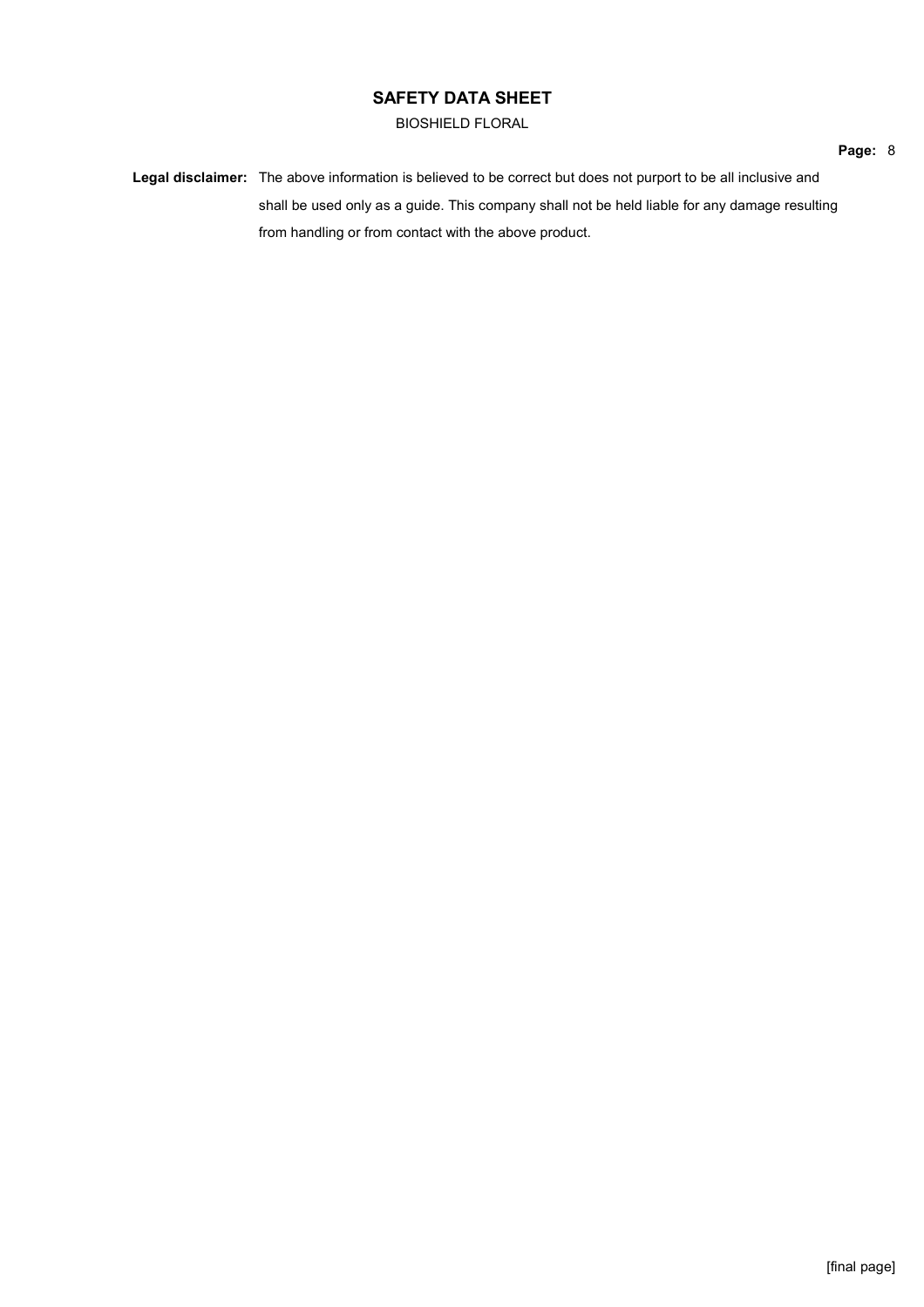**Legal disclaimer:** The above information is believed to be correct but does not purport to be all inclusive and shall be used only as a guide. This company shall not be held liable for any damage resulting from handling or from contact with the above product.

[final page]